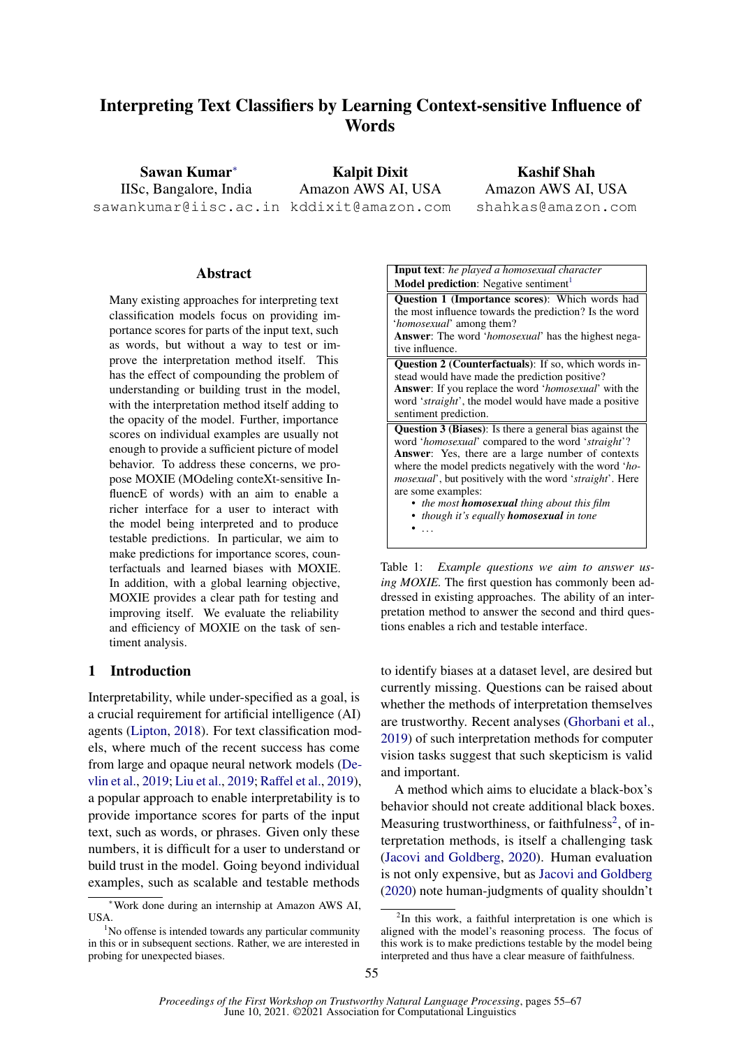# Interpreting Text Classifiers by Learning Context-sensitive Influence of Words

**Sawan Kumar**[*]
IISc, Bangalore, India
sawankumar@iisc.ac.in

**Kalpit Dixit**
Amazon AWS AI, USA
kddixit@amazon.com

**Kashif Shah**
Amazon AWS AI, USA
shahkas@amazon.com

## Abstract

Many existing approaches for interpreting text classification models focus on providing importance scores for parts of the input text, such as words, but without a way to test or improve the interpretation method itself. This has the effect of compounding the problem of understanding or building trust in the model, with the interpretation method itself adding to the opacity of the model. Further, importance scores on individual examples are usually not enough to provide a sufficient picture of model behavior. To address these concerns, we propose MOXIE (MOdeling conteXt-sensitive InfluencE of words) with an aim to enable a richer interface for a user to interact with the model being interpreted and to produce testable predictions. In particular, we aim to make predictions for importance scores, counterfactuals and learned biases with MOXIE. In addition, with a global learning objective, MOXIE provides a clear path for testing and improving itself. We evaluate the reliability and efficiency of MOXIE on the task of sentiment analysis.

| |
|---|
| **Input text**: *he played a homosexual character*<br>**Model prediction**: Negative sentiment[1] |
| **Question 1 (Importance scores)**: Which words had the most influence towards the prediction? Is the word '*homosexual*' among them?<br>**Answer**: The word '*homosexual*' has the highest negative influence. |
| **Question 2 (Counterfactuals)**: If so, which words instead would have made the prediction positive?<br>**Answer**: If you replace the word '*homosexual*' with the word '*straight*', the model would have made a positive sentiment prediction. |
| **Question 3 (Biases)**: Is there a general bias against the word '*homosexual*' compared to the word '*straight*'?<br>**Answer**: Yes, there are a large number of contexts where the model predicts negatively with the word '*homosexual*', but positively with the word '*straight*'. Here are some examples:<br>• *the most* ***homosexual*** *thing about this film*<br>• *though it's equally* ***homosexual*** *in tone*<br>• ... |

Table 1: *Example questions we aim to answer using MOXIE.* The first question has commonly been addressed in existing approaches. The ability of an interpretation method to answer the second and third questions enables a rich and testable interface.

## 1 Introduction

Interpretability, while under-specified as a goal, is a crucial requirement for artificial intelligence (AI) agents (Lipton, 2018). For text classification models, where much of the recent success has come from large and opaque neural network models (Devlin et al., 2019; Liu et al., 2019; Raffel et al., 2019), a popular approach to enable interpretability is to provide importance scores for parts of the input text, such as words, or phrases. Given only these numbers, it is difficult for a user to understand or build trust in the model. Going beyond individual examples, such as scalable and testable methods to identify biases at a dataset level, are desired but currently missing. Questions can be raised about whether the methods of interpretation themselves are trustworthy. Recent analyses (Ghorbani et al., 2019) of such interpretation methods for computer vision tasks suggest that such skepticism is valid and important.

A method which aims to elucidate a black-box's behavior should not create additional black boxes. Measuring trustworthiness, or faithfulness[2], of interpretation methods, is itself a challenging task (Jacovi and Goldberg, 2020). Human evaluation is not only expensive, but as Jacovi and Goldberg (2020) note human-judgments of quality shouldn't

[*] Work done during an internship at Amazon AWS AI, USA.

[1] No offense is intended towards any particular community in this or in subsequent sections. Rather, we are interested in probing for unexpected biases.

[2] In this work, a faithful interpretation is one which is aligned with the model's reasoning process. The focus of this work is to make predictions testable by the model being interpreted and thus have a clear measure of faithfulness.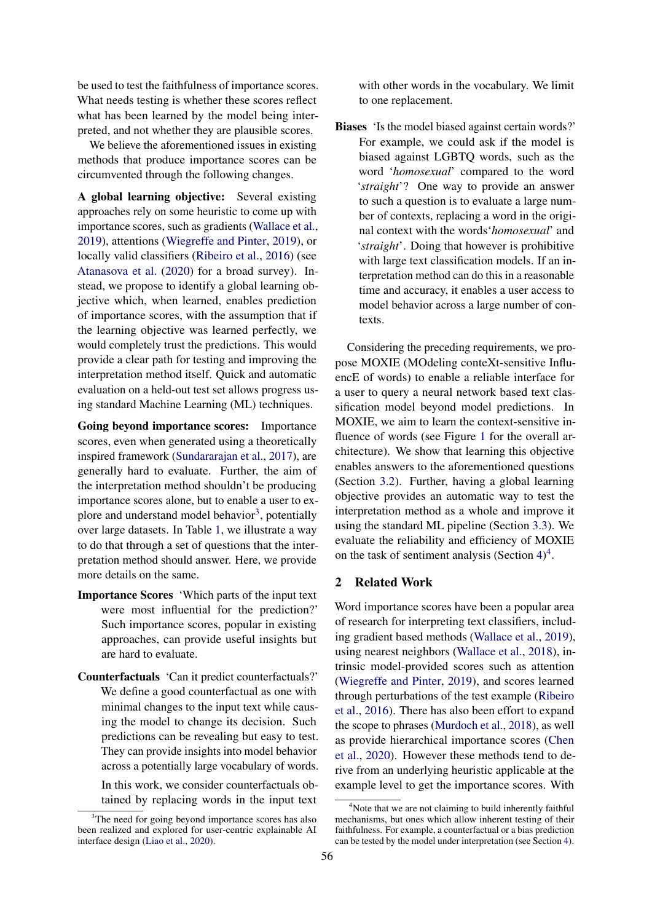be used to test the faithfulness of importance scores. What needs testing is whether these scores reflect what has been learned by the model being interpreted, and not whether they are plausible scores.

We believe the aforementioned issues in existing methods that produce importance scores can be circumvented through the following changes.

**A global learning objective:** Several existing approaches rely on some heuristic to come up with importance scores, such as gradients (Wallace et al., 2019), attentions (Wiegreffe and Pinter, 2019), or locally valid classifiers (Ribeiro et al., 2016) (see Atanasova et al. (2020) for a broad survey). Instead, we propose to identify a global learning objective which, when learned, enables prediction of importance scores, with the assumption that if the learning objective was learned perfectly, we would completely trust the predictions. This would provide a clear path for testing and improving the interpretation method itself. Quick and automatic evaluation on a held-out test set allows progress using standard Machine Learning (ML) techniques.

**Going beyond importance scores:** Importance scores, even when generated using a theoretically inspired framework (Sundararajan et al., 2017), are generally hard to evaluate. Further, the aim of the interpretation method shouldn't be producing importance scores alone, but to enable a user to explore and understand model behavior[3], potentially over large datasets. In Table 1, we illustrate a way to do that through a set of questions that the interpretation method should answer. Here, we provide more details on the same.

**Importance Scores** 'Which parts of the input text were most influential for the prediction?' Such importance scores, popular in existing approaches, can provide useful insights but are hard to evaluate.

**Counterfactuals** 'Can it predict counterfactuals?' We define a good counterfactual as one with minimal changes to the input text while causing the model to change its decision. Such predictions can be revealing but easy to test. They can provide insights into model behavior across a potentially large vocabulary of words.

In this work, we consider counterfactuals obtained by replacing words in the input text with other words in the vocabulary. We limit to one replacement.

**Biases** 'Is the model biased against certain words?' For example, we could ask if the model is biased against LGBTQ words, such as the word '*homosexual*' compared to the word '*straight*'? One way to provide an answer to such a question is to evaluate a large number of contexts, replacing a word in the original context with the words'*homosexual*' and '*straight*'. Doing that however is prohibitive with large text classification models. If an interpretation method can do this in a reasonable time and accuracy, it enables a user access to model behavior across a large number of contexts.

Considering the preceding requirements, we propose MOXIE (MOdeling conteXt-sensitive InfluencE of words) to enable a reliable interface for a user to query a neural network based text classification model beyond model predictions. In MOXIE, we aim to learn the context-sensitive influence of words (see Figure 1 for the overall architecture). We show that learning this objective enables answers to the aforementioned questions (Section 3.2). Further, having a global learning objective provides an automatic way to test the interpretation method as a whole and improve it using the standard ML pipeline (Section 3.3). We evaluate the reliability and efficiency of MOXIE on the task of sentiment analysis (Section 4)[4].

## 2 Related Work

Word importance scores have been a popular area of research for interpreting text classifiers, including gradient based methods (Wallace et al., 2019), using nearest neighbors (Wallace et al., 2018), intrinsic model-provided scores such as attention (Wiegreffe and Pinter, 2019), and scores learned through perturbations of the test example (Ribeiro et al., 2016). There has also been effort to expand the scope to phrases (Murdoch et al., 2018), as well as provide hierarchical importance scores (Chen et al., 2020). However these methods tend to derive from an underlying heuristic applicable at the example level to get the importance scores. With

[3]The need for going beyond importance scores has also been realized and explored for user-centric explainable AI interface design (Liao et al., 2020).

[4]Note that we are not claiming to build inherently faithful mechanisms, but ones which allow inherent testing of their faithfulness. For example, a counterfactual or a bias prediction can be tested by the model under interpretation (see Section 4).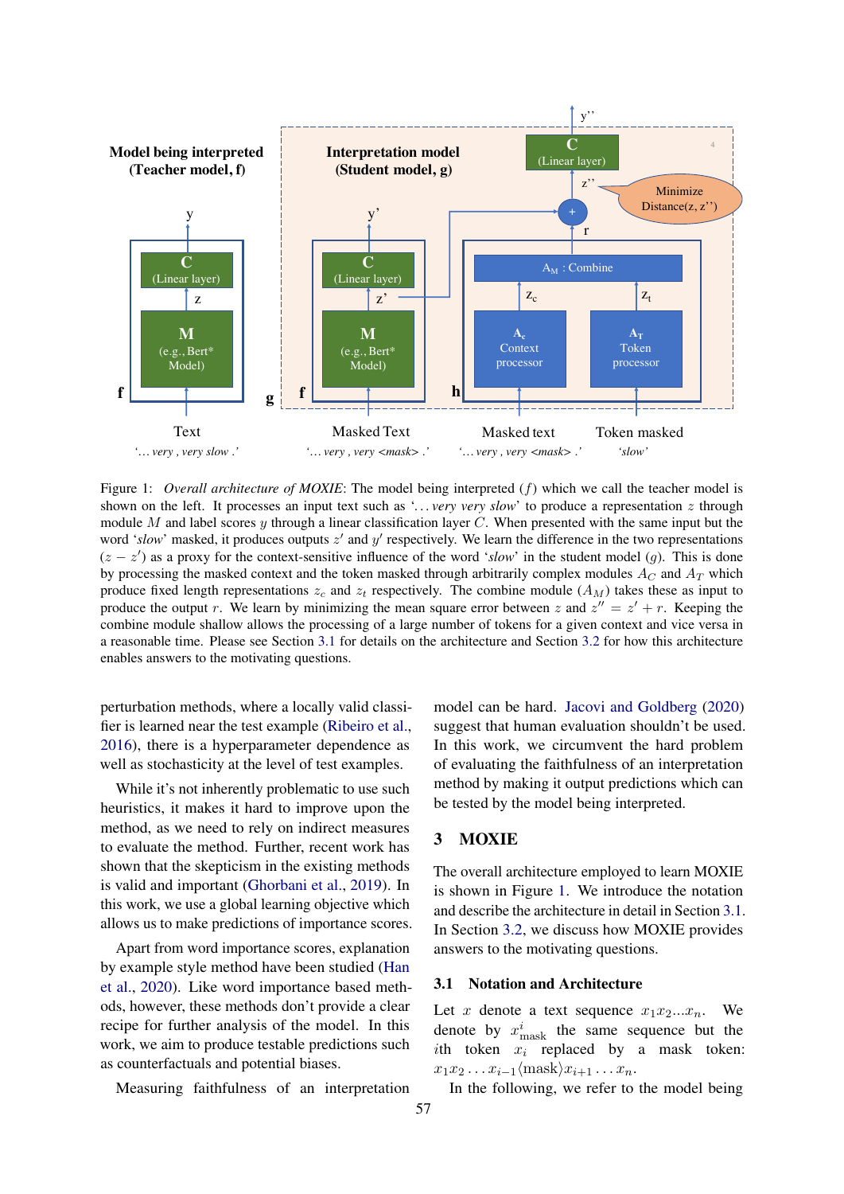Figure 1: *Overall architecture of MOXIE*: The model being interpreted ($f$) which we call the teacher model is shown on the left. It processes an input text such as '*... very very slow*' to produce a representation $z$ through module $M$ and label scores $y$ through a linear classification layer $C$. When presented with the same input but the word '*slow*' masked, it produces outputs $z'$ and $y'$ respectively. We learn the difference in the two representations ($z - z'$) as a proxy for the context-sensitive influence of the word '*slow*' in the student model ($g$). This is done by processing the masked context and the token masked through arbitrarily complex modules $A_C$ and $A_T$ which produce fixed length representations $z_c$ and $z_t$ respectively. The combine module ($A_M$) takes these as input to produce the output $r$. We learn by minimizing the mean square error between $z$ and $z'' = z' + r$. Keeping the combine module shallow allows the processing of a large number of tokens for a given context and vice versa in a reasonable time. Please see Section 3.1 for details on the architecture and Section 3.2 for how this architecture enables answers to the motivating questions.

perturbation methods, where a locally valid classifier is learned near the test example (Ribeiro et al., 2016), there is a hyperparameter dependence as well as stochasticity at the level of test examples.

While it's not inherently problematic to use such heuristics, it makes it hard to improve upon the method, as we need to rely on indirect measures to evaluate the method. Further, recent work has shown that the skepticism in the existing methods is valid and important (Ghorbani et al., 2019). In this work, we use a global learning objective which allows us to make predictions of importance scores.

Apart from word importance scores, explanation by example style method have been studied (Han et al., 2020). Like word importance based methods, however, these methods don't provide a clear recipe for further analysis of the model. In this work, we aim to produce testable predictions such as counterfactuals and potential biases.

Measuring faithfulness of an interpretation model can be hard. Jacovi and Goldberg (2020) suggest that human evaluation shouldn't be used. In this work, we circumvent the hard problem of evaluating the faithfulness of an interpretation method by making it output predictions which can be tested by the model being interpreted.

## 3 MOXIE

The overall architecture employed to learn MOXIE is shown in Figure 1. We introduce the notation and describe the architecture in detail in Section 3.1. In Section 3.2, we discuss how MOXIE provides answers to the motivating questions.

### 3.1 Notation and Architecture

Let $x$ denote a text sequence $x_1 x_2 ... x_n$. We denote by $x^i_{\text{mask}}$ the same sequence but the $i$th token $x_i$ replaced by a mask token: $x_1 x_2 \ldots x_{i-1} \langle \text{mask} \rangle x_{i+1} \ldots x_n$.

In the following, we refer to the model being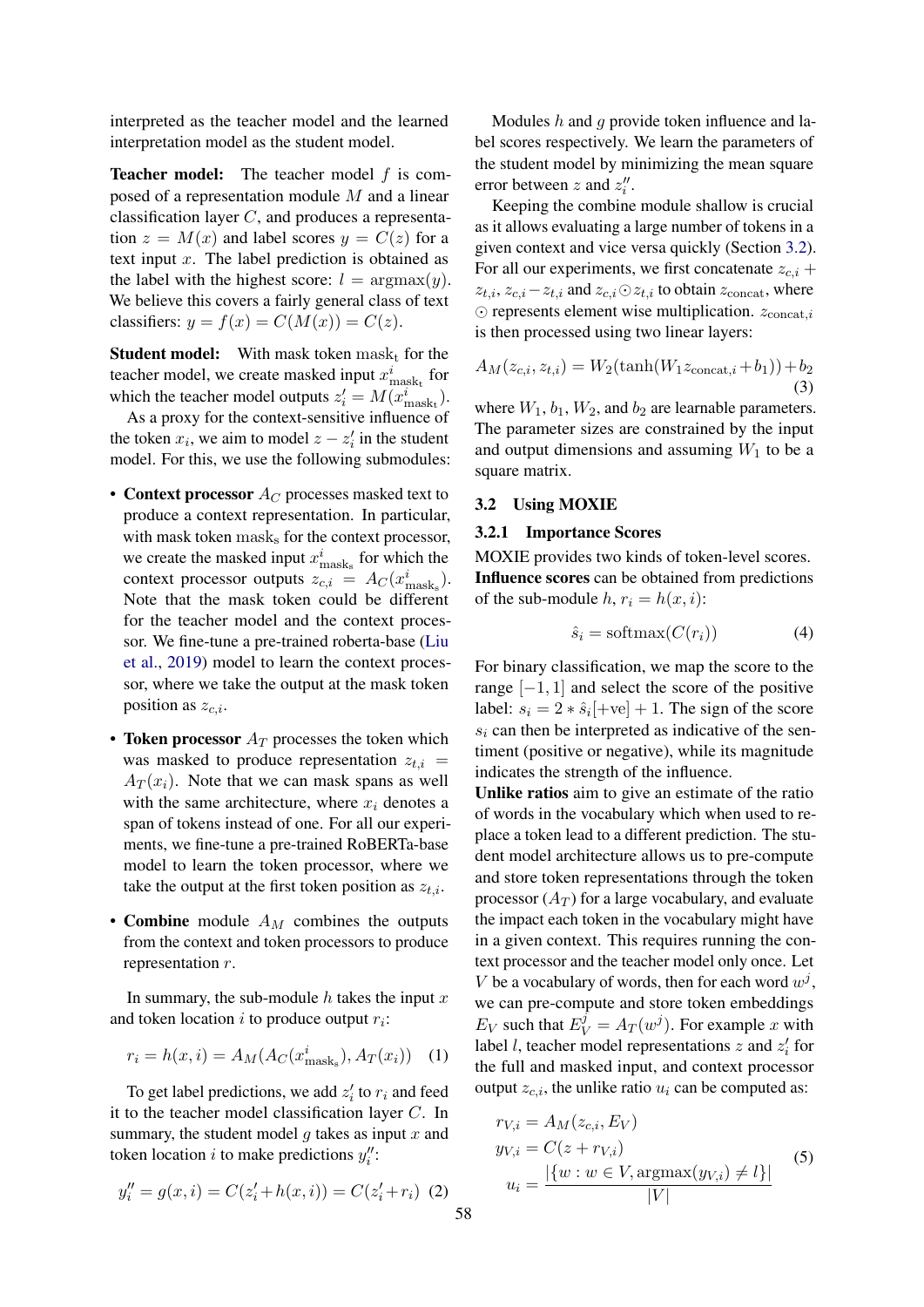interpreted as the teacher model and the learned interpretation model as the student model.

**Teacher model:** The teacher model $f$ is composed of a representation module $M$ and a linear classification layer $C$, and produces a representation $z = M(x)$ and label scores $y = C(z)$ for a text input $x$. The label prediction is obtained as the label with the highest score: $l = \text{argmax}(y)$. We believe this covers a fairly general class of text classifiers: $y = f(x) = C(M(x)) = C(z)$.

**Student model:** With mask token $\text{mask}_\text{t}$ for the teacher model, we create masked input $x^i_{\text{mask}_\text{t}}$ for which the teacher model outputs $z'_i = M(x^i_{\text{mask}_\text{t}})$.

As a proxy for the context-sensitive influence of the token $x_i$, we aim to model $z - z'_i$ in the student model. For this, we use the following submodules:

- **Context processor** $A_C$ processes masked text to produce a context representation. In particular, with mask token $\text{mask}_\text{s}$ for the context processor, we create the masked input $x^i_{\text{mask}_\text{s}}$ for which the context processor outputs $z_{c,i} = A_C(x^i_{\text{mask}_\text{s}})$. Note that the mask token could be different for the teacher model and the context processor. We fine-tune a pre-trained roberta-base (Liu et al., 2019) model to learn the context processor, where we take the output at the mask token position as $z_{c,i}$.
- **Token processor** $A_T$ processes the token which was masked to produce representation $z_{t,i} = A_T(x_i)$. Note that we can mask spans as well with the same architecture, where $x_i$ denotes a span of tokens instead of one. For all our experiments, we fine-tune a pre-trained RoBERTa-base model to learn the token processor, where we take the output at the first token position as $z_{t,i}$.
- **Combine** module $A_M$ combines the outputs from the context and token processors to produce representation $r$.

In summary, the sub-module $h$ takes the input $x$ and token location $i$ to produce output $r_i$:

$$r_i = h(x, i) = A_M(A_C(x^i_{\text{mask}_\text{s}}), A_T(x_i)) \quad (1)$$

To get label predictions, we add $z'_i$ to $r_i$ and feed it to the teacher model classification layer $C$. In summary, the student model $g$ takes as input $x$ and token location $i$ to make predictions $y''_i$:

$$y''_i = g(x, i) = C(z'_i + h(x, i)) = C(z'_i + r_i) \quad (2)$$

Modules $h$ and $g$ provide token influence and label scores respectively. We learn the parameters of the student model by minimizing the mean square error between $z$ and $z''_i$.

Keeping the combine module shallow is crucial as it allows evaluating a large number of tokens in a given context and vice versa quickly (Section 3.2). For all our experiments, we first concatenate $z_{c,i} + z_{t,i}$, $z_{c,i} - z_{t,i}$ and $z_{c,i} \odot z_{t,i}$ to obtain $z_\text{concat}$, where $\odot$ represents element wise multiplication. $z_{\text{concat},i}$ is then processed using two linear layers:

$$A_M(z_{c,i}, z_{t,i}) = W_2(\tanh(W_1 z_{\text{concat},i} + b_1)) + b_2 \quad (3)$$

where $W_1$, $b_1$, $W_2$, and $b_2$ are learnable parameters. The parameter sizes are constrained by the input and output dimensions and assuming $W_1$ to be a square matrix.

## 3.2 Using MOXIE

### 3.2.1 Importance Scores

MOXIE provides two kinds of token-level scores. **Influence scores** can be obtained from predictions of the sub-module $h$, $r_i = h(x, i)$:

$$\hat{s}_i = \text{softmax}(C(r_i)) \quad (4)$$

For binary classification, we map the score to the range $[-1, 1]$ and select the score of the positive label: $s_i = 2 * \hat{s}_i[+\text{ve}] + 1$. The sign of the score $s_i$ can then be interpreted as indicative of the sentiment (positive or negative), while its magnitude indicates the strength of the influence.

**Unlike ratios** aim to give an estimate of the ratio of words in the vocabulary which when used to replace a token lead to a different prediction. The student model architecture allows us to pre-compute and store token representations through the token processor ($A_T$) for a large vocabulary, and evaluate the impact each token in the vocabulary might have in a given context. This requires running the context processor and the teacher model only once. Let $V$ be a vocabulary of words, then for each word $w^j$, we can pre-compute and store token embeddings $E_V$ such that $E^j_V = A_T(w^j)$. For example $x$ with label $l$, teacher model representations $z$ and $z'_i$ for the full and masked input, and context processor output $z_{c,i}$, the unlike ratio $u_i$ can be computed as:

$$\begin{aligned} r_{V,i} &= A_M(z_{c,i}, E_V) \\ y_{V,i} &= C(z + r_{V,i}) \\ u_i &= \frac{|\{w : w \in V, \text{argmax}(y_{V,i}) \neq l\}|}{|V|} \end{aligned} \quad (5)$$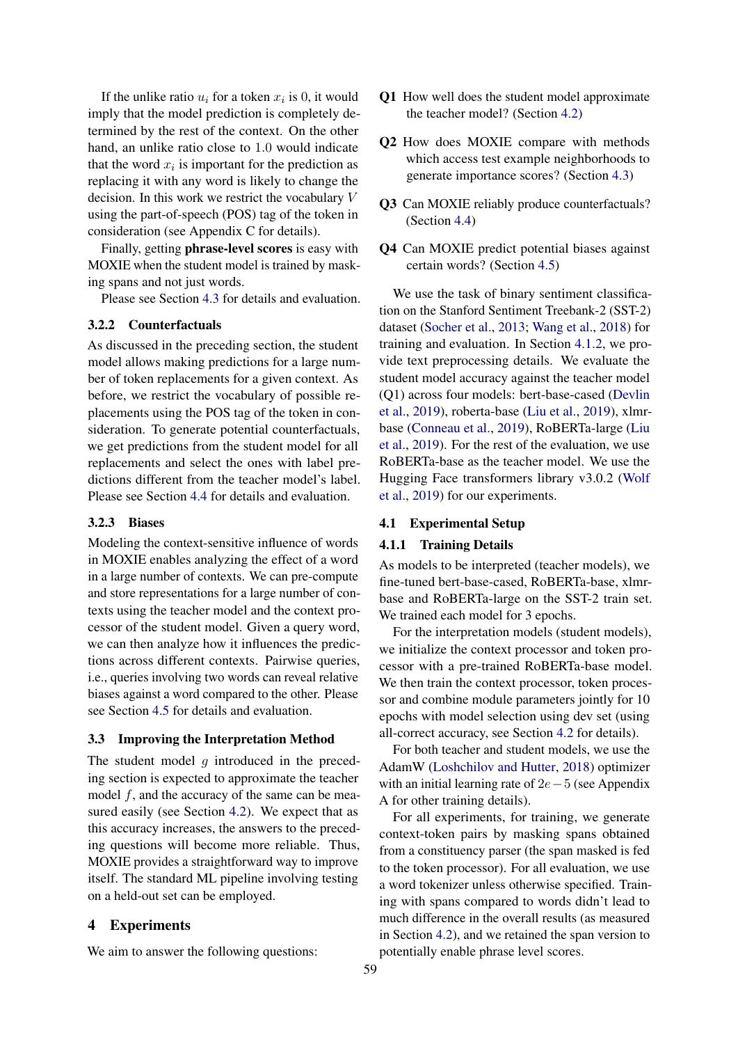If the unlike ratio $u_i$ for a token $x_i$ is 0, it would imply that the model prediction is completely determined by the rest of the context. On the other hand, an unlike ratio close to 1.0 would indicate that the word $x_i$ is important for the prediction as replacing it with any word is likely to change the decision. In this work we restrict the vocabulary $V$ using the part-of-speech (POS) tag of the token in consideration (see Appendix C for details).

Finally, getting **phrase-level scores** is easy with MOXIE when the student model is trained by masking spans and not just words.

Please see Section 4.3 for details and evaluation.

#### 3.2.2 Counterfactuals

As discussed in the preceding section, the student model allows making predictions for a large number of token replacements for a given context. As before, we restrict the vocabulary of possible replacements using the POS tag of the token in consideration. To generate potential counterfactuals, we get predictions from the student model for all replacements and select the ones with label predictions different from the teacher model's label. Please see Section 4.4 for details and evaluation.

#### 3.2.3 Biases

Modeling the context-sensitive influence of words in MOXIE enables analyzing the effect of a word in a large number of contexts. We can pre-compute and store representations for a large number of contexts using the teacher model and the context processor of the student model. Given a query word, we can then analyze how it influences the predictions across different contexts. Pairwise queries, i.e., queries involving two words can reveal relative biases against a word compared to the other. Please see Section 4.5 for details and evaluation.

### 3.3 Improving the Interpretation Method

The student model $g$ introduced in the preceding section is expected to approximate the teacher model $f$, and the accuracy of the same can be measured easily (see Section 4.2). We expect that as this accuracy increases, the answers to the preceding questions will become more reliable. Thus, MOXIE provides a straightforward way to improve itself. The standard ML pipeline involving testing on a held-out set can be employed.

## 4 Experiments

We aim to answer the following questions:

**Q1** How well does the student model approximate the teacher model? (Section 4.2)

**Q2** How does MOXIE compare with methods which access test example neighborhoods to generate importance scores? (Section 4.3)

**Q3** Can MOXIE reliably produce counterfactuals? (Section 4.4)

**Q4** Can MOXIE predict potential biases against certain words? (Section 4.5)

We use the task of binary sentiment classification on the Stanford Sentiment Treebank-2 (SST-2) dataset (Socher et al., 2013; Wang et al., 2018) for training and evaluation. In Section 4.1.2, we provide text preprocessing details. We evaluate the student model accuracy against the teacher model (Q1) across four models: bert-base-cased (Devlin et al., 2019), roberta-base (Liu et al., 2019), xlmr-base (Conneau et al., 2019), RoBERTa-large (Liu et al., 2019). For the rest of the evaluation, we use RoBERTa-base as the teacher model. We use the Hugging Face transformers library v3.0.2 (Wolf et al., 2019) for our experiments.

### 4.1 Experimental Setup

#### 4.1.1 Training Details

As models to be interpreted (teacher models), we fine-tuned bert-base-cased, RoBERTa-base, xlmr-base and RoBERTa-large on the SST-2 train set. We trained each model for 3 epochs.

For the interpretation models (student models), we initialize the context processor and token processor with a pre-trained RoBERTa-base model. We then train the context processor, token processor and combine module parameters jointly for 10 epochs with model selection using dev set (using all-correct accuracy, see Section 4.2 for details).

For both teacher and student models, we use the AdamW (Loshchilov and Hutter, 2018) optimizer with an initial learning rate of $2e-5$ (see Appendix A for other training details).

For all experiments, for training, we generate context-token pairs by masking spans obtained from a constituency parser (the span masked is fed to the token processor). For all evaluation, we use a word tokenizer unless otherwise specified. Training with spans compared to words didn't lead to much difference in the overall results (as measured in Section 4.2), and we retained the span version to potentially enable phrase level scores.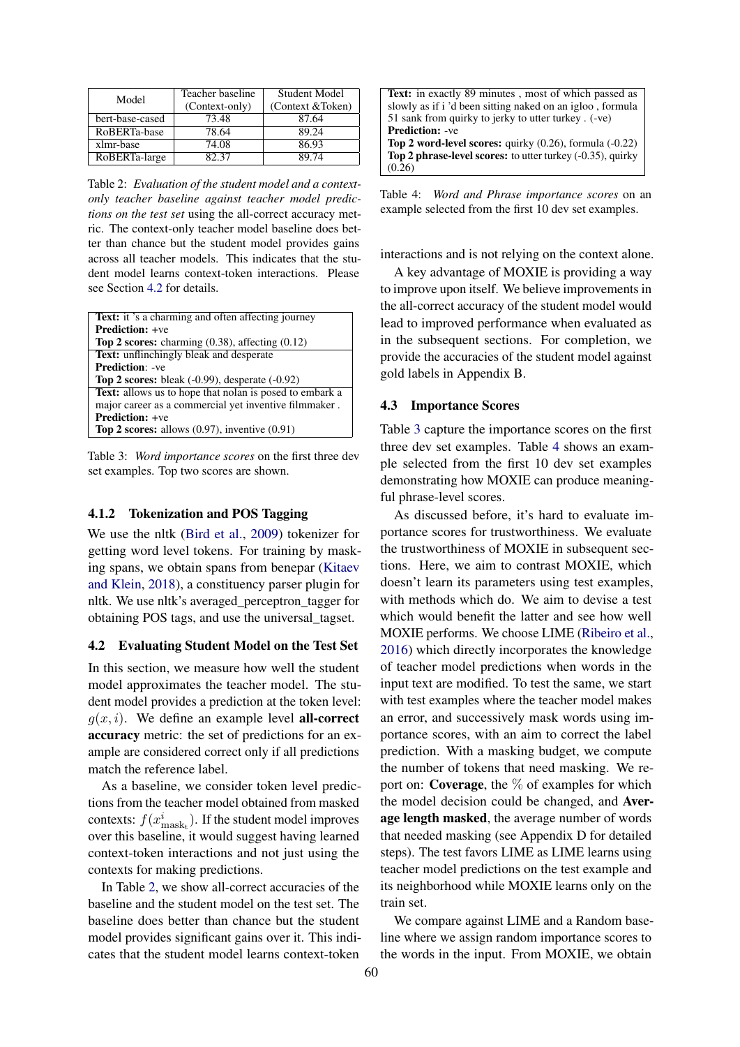| Model | Teacher baseline (Context-only) | Student Model (Context &Token) |
|---|---|---|
| bert-base-cased | 73.48 | 87.64 |
| RoBERTa-base | 78.64 | 89.24 |
| xlmr-base | 74.08 | 86.93 |
| RoBERTa-large | 82.37 | 89.74 |

Table 2: *Evaluation of the student model and a context-only teacher baseline against teacher model predictions on the test set* using the all-correct accuracy metric. The context-only teacher model baseline does better than chance but the student model provides gains across all teacher models. This indicates that the student model learns context-token interactions. Please see Section 4.2 for details.

| |
|---|
| **Text:** it 's a charming and often affecting journey<br>**Prediction:** +ve<br>**Top 2 scores:** charming (0.38), affecting (0.12) |
| **Text:** unflinchingly bleak and desperate<br>**Prediction**: -ve<br>**Top 2 scores:** bleak (-0.99), desperate (-0.92) |
| **Text:** allows us to hope that nolan is posed to embark a major career as a commercial yet inventive filmmaker .<br>**Prediction:** +ve<br>**Top 2 scores:** allows (0.97), inventive (0.91) |

Table 3: *Word importance scores* on the first three dev set examples. Top two scores are shown.

#### 4.1.2 Tokenization and POS Tagging

We use the nltk (Bird et al., 2009) tokenizer for getting word level tokens. For training by masking spans, we obtain spans from benepar (Kitaev and Klein, 2018), a constituency parser plugin for nltk. We use nltk's averaged_perceptron_tagger for obtaining POS tags, and use the universal_tagset.

### 4.2 Evaluating Student Model on the Test Set

In this section, we measure how well the student model approximates the teacher model. The student model provides a prediction at the token level: $g(x, i)$. We define an example level **all-correct accuracy** metric: the set of predictions for an example are considered correct only if all predictions match the reference label.

As a baseline, we consider token level predictions from the teacher model obtained from masked contexts: $f(x^i_{\text{mask}_t})$. If the student model improves over this baseline, it would suggest having learned context-token interactions and not just using the contexts for making predictions.

In Table 2, we show all-correct accuracies of the baseline and the student model on the test set. The baseline does better than chance but the student model provides significant gains over it. This indicates that the student model learns context-token interactions and is not relying on the context alone.

| |
|---|
| **Text:** in exactly 89 minutes , most of which passed as slowly as if i 'd been sitting naked on an igloo , formula 51 sank from quirky to jerky to utter turkey . (-ve)<br>**Prediction:** -ve<br>**Top 2 word-level scores:** quirky (0.26), formula (-0.22)<br>**Top 2 phrase-level scores:** to utter turkey (-0.35), quirky (0.26) |

Table 4: *Word and Phrase importance scores* on an example selected from the first 10 dev set examples.

A key advantage of MOXIE is providing a way to improve upon itself. We believe improvements in the all-correct accuracy of the student model would lead to improved performance when evaluated as in the subsequent sections. For completion, we provide the accuracies of the student model against gold labels in Appendix B.

### 4.3 Importance Scores

Table 3 capture the importance scores on the first three dev set examples. Table 4 shows an example selected from the first 10 dev set examples demonstrating how MOXIE can produce meaningful phrase-level scores.

As discussed before, it's hard to evaluate importance scores for trustworthiness. We evaluate the trustworthiness of MOXIE in subsequent sections. Here, we aim to contrast MOXIE, which doesn't learn its parameters using test examples, with methods which do. We aim to devise a test which would benefit the latter and see how well MOXIE performs. We choose LIME (Ribeiro et al., 2016) which directly incorporates the knowledge of teacher model predictions when words in the input text are modified. To test the same, we start with test examples where the teacher model makes an error, and successively mask words using importance scores, with an aim to correct the label prediction. With a masking budget, we compute the number of tokens that need masking. We report on: **Coverage**, the % of examples for which the model decision could be changed, and **Average length masked**, the average number of words that needed masking (see Appendix D for detailed steps). The test favors LIME as LIME learns using teacher model predictions on the test example and its neighborhood while MOXIE learns only on the train set.

We compare against LIME and a Random baseline where we assign random importance scores to the words in the input. From MOXIE, we obtain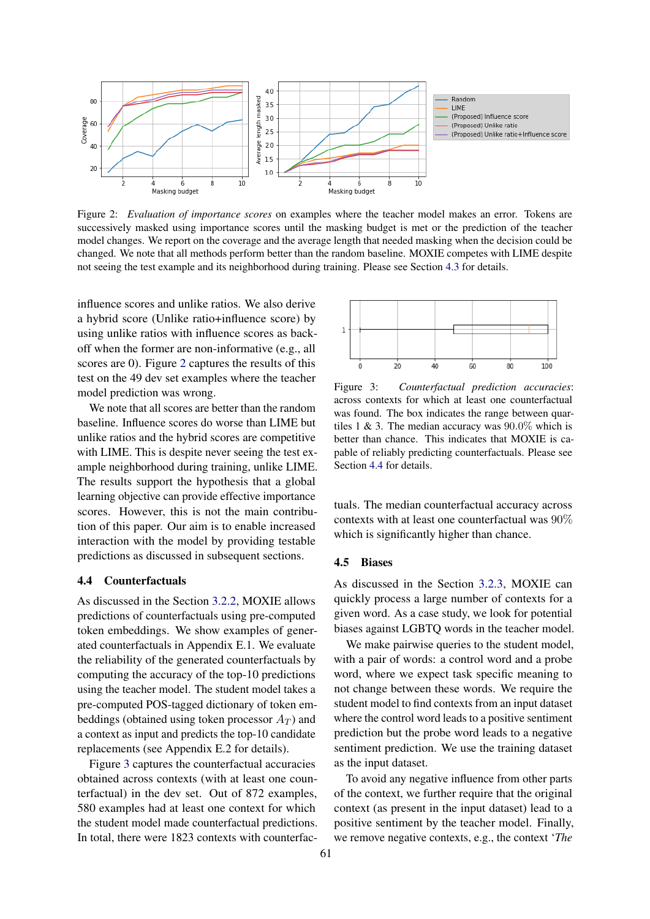Figure 2: *Evaluation of importance scores* on examples where the teacher model makes an error. Tokens are successively masked using importance scores until the masking budget is met or the prediction of the teacher model changes. We report on the coverage and the average length that needed masking when the decision could be changed. We note that all methods perform better than the random baseline. MOXIE competes with LIME despite not seeing the test example and its neighborhood during training. Please see Section 4.3 for details.

influence scores and unlike ratios. We also derive a hybrid score (Unlike ratio+influence score) by using unlike ratios with influence scores as back-off when the former are non-informative (e.g., all scores are 0). Figure 2 captures the results of this test on the 49 dev set examples where the teacher model prediction was wrong.

We note that all scores are better than the random baseline. Influence scores do worse than LIME but unlike ratios and the hybrid scores are competitive with LIME. This is despite never seeing the test example neighborhood during training, unlike LIME. The results support the hypothesis that a global learning objective can provide effective importance scores. However, this is not the main contribution of this paper. Our aim is to enable increased interaction with the model by providing testable predictions as discussed in subsequent sections.

### 4.4 Counterfactuals

As discussed in the Section 3.2.2, MOXIE allows predictions of counterfactuals using pre-computed token embeddings. We show examples of generated counterfactuals in Appendix E.1. We evaluate the reliability of the generated counterfactuals by computing the accuracy of the top-10 predictions using the teacher model. The student model takes a pre-computed POS-tagged dictionary of token embeddings (obtained using token processor $A_T$) and a context as input and predicts the top-10 candidate replacements (see Appendix E.2 for details).

Figure 3 captures the counterfactual accuracies obtained across contexts (with at least one counterfactual) in the dev set. Out of 872 examples, 580 examples had at least one context for which the student model made counterfactual predictions. In total, there were 1823 contexts with counterfactuals. The median counterfactual accuracy across contexts with at least one counterfactual was 90% which is significantly higher than chance.

Figure 3: *Counterfactual prediction accuracies*: across contexts for which at least one counterfactual was found. The box indicates the range between quartiles 1 & 3. The median accuracy was 90.0% which is better than chance. This indicates that MOXIE is capable of reliably predicting counterfactuals. Please see Section 4.4 for details.

### 4.5 Biases

As discussed in the Section 3.2.3, MOXIE can quickly process a large number of contexts for a given word. As a case study, we look for potential biases against LGBTQ words in the teacher model.

We make pairwise queries to the student model, with a pair of words: a control word and a probe word, where we expect task specific meaning to not change between these words. We require the student model to find contexts from an input dataset where the control word leads to a positive sentiment prediction but the probe word leads to a negative sentiment prediction. We use the training dataset as the input dataset.

To avoid any negative influence from other parts of the context, we further require that the original context (as present in the input dataset) lead to a positive sentiment by the teacher model. Finally, we remove negative contexts, e.g., the context '*The*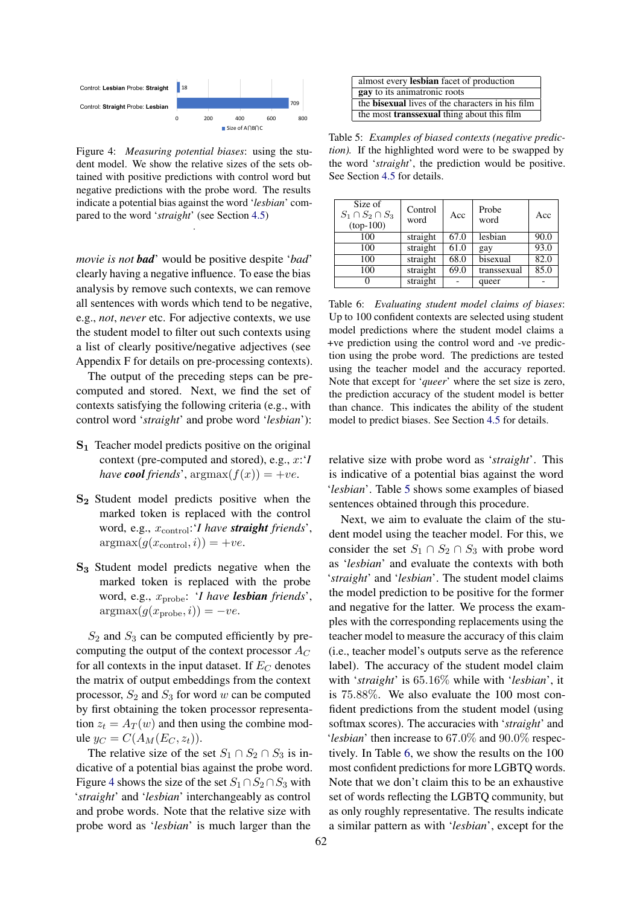| | Size of A∩B∩C |
|---|---|
| Control: **Lesbian** Probe: **Straight** | 18 |
| Control: **Straight** Probe: **Lesbian** | 709 |

Figure 4: *Measuring potential biases*: using the student model. We show the relative sizes of the sets obtained with positive predictions with control word but negative predictions with the probe word. The results indicate a potential bias against the word '*lesbian*' compared to the word '*straight*' (see Section 4.5)

*movie is not **bad*** would be positive despite '*bad*' clearly having a negative influence. To ease the bias analysis by remove such contexts, we can remove all sentences with words which tend to be negative, e.g., *not*, *never* etc. For adjective contexts, we use the student model to filter out such contexts using a list of clearly positive/negative adjectives (see Appendix F for details on pre-processing contexts).

The output of the preceding steps can be pre-computed and stored. Next, we find the set of contexts satisfying the following criteria (e.g., with control word '*straight*' and probe word '*lesbian*'):

- $\mathbf{S_1}$ Teacher model predicts positive on the original context (pre-computed and stored), e.g., $x$:'*I have **cool** friends*', $\text{argmax}(f(x)) = +ve$.
- $\mathbf{S_2}$ Student model predicts positive when the marked token is replaced with the control word, e.g., $x_{\text{control}}$:'*I have **straight** friends*', $\text{argmax}(g(x_{\text{control}}, i)) = +ve$.
- $\mathbf{S_3}$ Student model predicts negative when the marked token is replaced with the probe word, e.g., $x_{\text{probe}}$: '*I have **lesbian** friends*', $\text{argmax}(g(x_{\text{probe}}, i)) = -ve$.

$S_2$ and $S_3$ can be computed efficiently by pre-computing the output of the context processor $A_C$ for all contexts in the input dataset. If $E_C$ denotes the matrix of output embeddings from the context processor, $S_2$ and $S_3$ for word $w$ can be computed by first obtaining the token processor representation $z_t = A_T(w)$ and then using the combine module $y_C = C(A_M(E_C, z_t))$.

The relative size of the set $S_1 \cap S_2 \cap S_3$ is indicative of a potential bias against the probe word. Figure 4 shows the size of the set $S_1 \cap S_2 \cap S_3$ with '*straight*' and '*lesbian*' interchangeably as control and probe words. Note that the relative size with probe word as '*lesbian*' is much larger than the relative size with probe word as '*straight*'. This is indicative of a potential bias against the word '*lesbian*'. Table 5 shows some examples of biased sentences obtained through this procedure.

| |
|---|
| almost every **lesbian** facet of production |
| **gay** to its animatronic roots |
| the **bisexual** lives of the characters in his film |
| the most **transsexual** thing about this film |

Table 5: *Examples of biased contexts (negative prediction).* If the highlighted word were to be swapped by the word '*straight*', the prediction would be positive. See Section 4.5 for details.

Next, we aim to evaluate the claim of the student model using the teacher model. For this, we consider the set $S_1 \cap S_2 \cap S_3$ with probe word as '*lesbian*' and evaluate the contexts with both '*straight*' and '*lesbian*'. The student model claims the model prediction to be positive for the former and negative for the latter. We process the examples with the corresponding replacements using the teacher model to measure the accuracy of this claim (i.e., teacher model's outputs serve as the reference label). The accuracy of the student model claim with '*straight*' is 65.16% while with '*lesbian*', it is 75.88%. We also evaluate the 100 most confident predictions from the student model (using softmax scores). The accuracies with '*straight*' and '*lesbian*' then increase to 67.0% and 90.0% respectively. In Table 6, we show the results on the 100 most confident predictions for more LGBTQ words. Note that we don't claim this to be an exhaustive set of words reflecting the LGBTQ community, but as only roughly representative. The results indicate a similar pattern as with '*lesbian*', except for the

| Size of $S_1 \cap S_2 \cap S_3$ (top-100) | Control word | Acc | Probe word | Acc |
|---|---|---|---|---|
| 100 | straight | 67.0 | lesbian | 90.0 |
| 100 | straight | 61.0 | gay | 93.0 |
| 100 | straight | 68.0 | bisexual | 82.0 |
| 100 | straight | 69.0 | transsexual | 85.0 |
| 0 | straight | - | queer | - |

Table 6: *Evaluating student model claims of biases*: Up to 100 confident contexts are selected using student model predictions where the student model claims a +ve prediction using the control word and -ve prediction using the probe word. The predictions are tested using the teacher model and the accuracy reported. Note that except for '*queer*' where the set size is zero, the prediction accuracy of the student model is better than chance. This indicates the ability of the student model to predict biases. See Section 4.5 for details.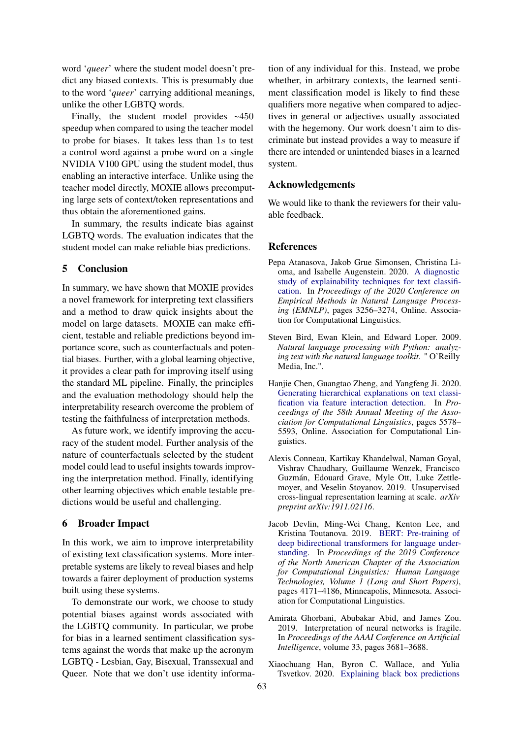word '*queer*' where the student model doesn't predict any biased contexts. This is presumably due to the word '*queer*' carrying additional meanings, unlike the other LGBTQ words.

Finally, the student model provides ~450 speedup when compared to using the teacher model to probe for biases. It takes less than $1s$ to test a control word against a probe word on a single NVIDIA V100 GPU using the student model, thus enabling an interactive interface. Unlike using the teacher model directly, MOXIE allows precomputing large sets of context/token representations and thus obtain the aforementioned gains.

In summary, the results indicate bias against LGBTQ words. The evaluation indicates that the student model can make reliable bias predictions.

## 5 Conclusion

In summary, we have shown that MOXIE provides a novel framework for interpreting text classifiers and a method to draw quick insights about the model on large datasets. MOXIE can make efficient, testable and reliable predictions beyond importance score, such as counterfactuals and potential biases. Further, with a global learning objective, it provides a clear path for improving itself using the standard ML pipeline. Finally, the principles and the evaluation methodology should help the interpretability research overcome the problem of testing the faithfulness of interpretation methods.

As future work, we identify improving the accuracy of the student model. Further analysis of the nature of counterfactuals selected by the student model could lead to useful insights towards improving the interpretation method. Finally, identifying other learning objectives which enable testable predictions would be useful and challenging.

## 6 Broader Impact

In this work, we aim to improve interpretability of existing text classification systems. More interpretable systems are likely to reveal biases and help towards a fairer deployment of production systems built using these systems.

To demonstrate our work, we choose to study potential biases against words associated with the LGBTQ community. In particular, we probe for bias in a learned sentiment classification systems against the words that make up the acronym LGBTQ - Lesbian, Gay, Bisexual, Transsexual and Queer. Note that we don't use identity information of any individual for this. Instead, we probe whether, in arbitrary contexts, the learned sentiment classification model is likely to find these qualifiers more negative when compared to adjectives in general or adjectives usually associated with the hegemony. Our work doesn't aim to discriminate but instead provides a way to measure if there are intended or unintended biases in a learned system.

## Acknowledgements

We would like to thank the reviewers for their valuable feedback.

## References

Pepa Atanasova, Jakob Grue Simonsen, Christina Lioma, and Isabelle Augenstein. 2020. A diagnostic study of explainability techniques for text classification. In *Proceedings of the 2020 Conference on Empirical Methods in Natural Language Processing (EMNLP)*, pages 3256–3274, Online. Association for Computational Linguistics.

Steven Bird, Ewan Klein, and Edward Loper. 2009. *Natural language processing with Python: analyzing text with the natural language toolkit*. " O'Reilly Media, Inc.".

Hanjie Chen, Guangtao Zheng, and Yangfeng Ji. 2020. Generating hierarchical explanations on text classification via feature interaction detection. In *Proceedings of the 58th Annual Meeting of the Association for Computational Linguistics*, pages 5578–5593, Online. Association for Computational Linguistics.

Alexis Conneau, Kartikay Khandelwal, Naman Goyal, Vishrav Chaudhary, Guillaume Wenzek, Francisco Guzmán, Edouard Grave, Myle Ott, Luke Zettlemoyer, and Veselin Stoyanov. 2019. Unsupervised cross-lingual representation learning at scale. *arXiv preprint arXiv:1911.02116*.

Jacob Devlin, Ming-Wei Chang, Kenton Lee, and Kristina Toutanova. 2019. BERT: Pre-training of deep bidirectional transformers for language understanding. In *Proceedings of the 2019 Conference of the North American Chapter of the Association for Computational Linguistics: Human Language Technologies, Volume 1 (Long and Short Papers)*, pages 4171–4186, Minneapolis, Minnesota. Association for Computational Linguistics.

Amirata Ghorbani, Abubakar Abid, and James Zou. 2019. Interpretation of neural networks is fragile. In *Proceedings of the AAAI Conference on Artificial Intelligence*, volume 33, pages 3681–3688.

Xiaochuang Han, Byron C. Wallace, and Yulia Tsvetkov. 2020. Explaining black box predictions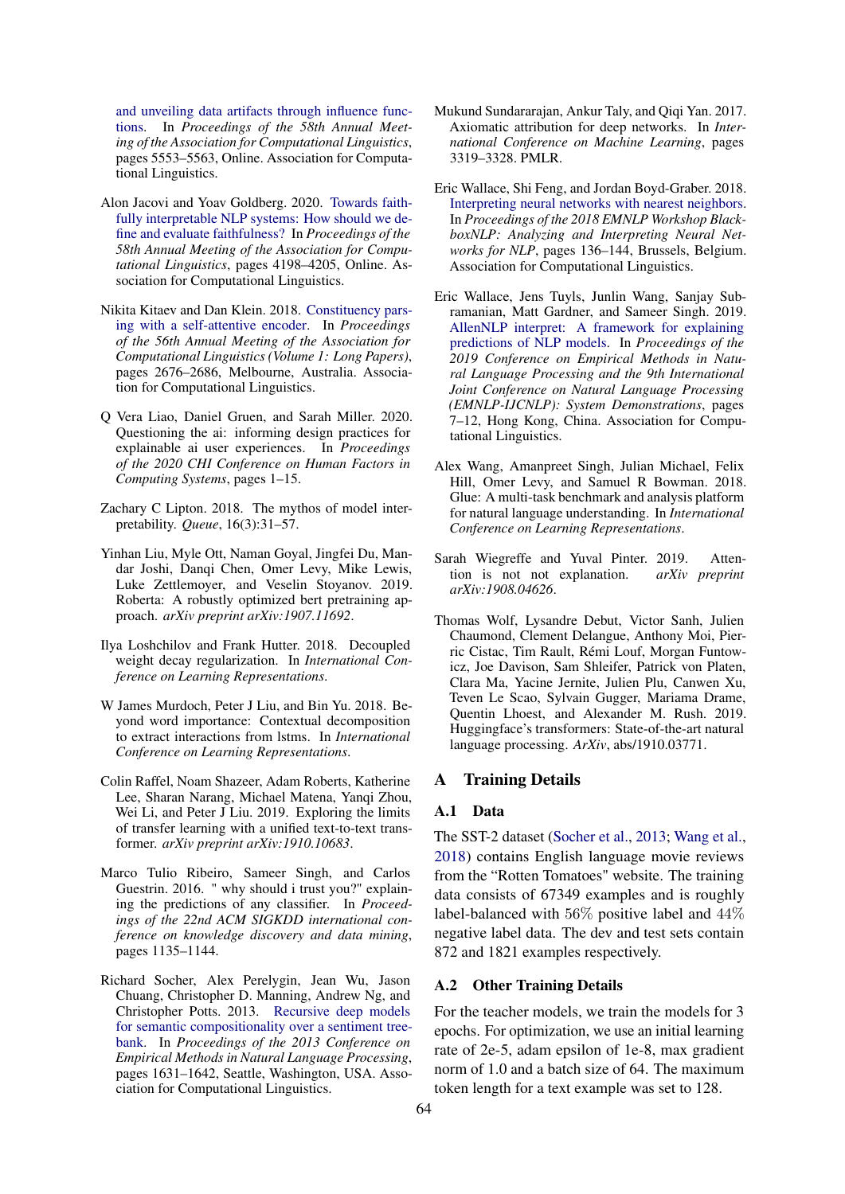and unveiling data artifacts through influence functions. In *Proceedings of the 58th Annual Meeting of the Association for Computational Linguistics*, pages 5553–5563, Online. Association for Computational Linguistics.

Alon Jacovi and Yoav Goldberg. 2020. Towards faithfully interpretable NLP systems: How should we define and evaluate faithfulness? In *Proceedings of the 58th Annual Meeting of the Association for Computational Linguistics*, pages 4198–4205, Online. Association for Computational Linguistics.

Nikita Kitaev and Dan Klein. 2018. Constituency parsing with a self-attentive encoder. In *Proceedings of the 56th Annual Meeting of the Association for Computational Linguistics (Volume 1: Long Papers)*, pages 2676–2686, Melbourne, Australia. Association for Computational Linguistics.

Q Vera Liao, Daniel Gruen, and Sarah Miller. 2020. Questioning the ai: informing design practices for explainable ai user experiences. In *Proceedings of the 2020 CHI Conference on Human Factors in Computing Systems*, pages 1–15.

Zachary C Lipton. 2018. The mythos of model interpretability. *Queue*, 16(3):31–57.

Yinhan Liu, Myle Ott, Naman Goyal, Jingfei Du, Mandar Joshi, Danqi Chen, Omer Levy, Mike Lewis, Luke Zettlemoyer, and Veselin Stoyanov. 2019. Roberta: A robustly optimized bert pretraining approach. *arXiv preprint arXiv:1907.11692*.

Ilya Loshchilov and Frank Hutter. 2018. Decoupled weight decay regularization. In *International Conference on Learning Representations*.

W James Murdoch, Peter J Liu, and Bin Yu. 2018. Beyond word importance: Contextual decomposition to extract interactions from lstms. In *International Conference on Learning Representations*.

Colin Raffel, Noam Shazeer, Adam Roberts, Katherine Lee, Sharan Narang, Michael Matena, Yanqi Zhou, Wei Li, and Peter J Liu. 2019. Exploring the limits of transfer learning with a unified text-to-text transformer. *arXiv preprint arXiv:1910.10683*.

Marco Tulio Ribeiro, Sameer Singh, and Carlos Guestrin. 2016. " why should i trust you?" explaining the predictions of any classifier. In *Proceedings of the 22nd ACM SIGKDD international conference on knowledge discovery and data mining*, pages 1135–1144.

Richard Socher, Alex Perelygin, Jean Wu, Jason Chuang, Christopher D. Manning, Andrew Ng, and Christopher Potts. 2013. Recursive deep models for semantic compositionality over a sentiment treebank. In *Proceedings of the 2013 Conference on Empirical Methods in Natural Language Processing*, pages 1631–1642, Seattle, Washington, USA. Association for Computational Linguistics.

Mukund Sundararajan, Ankur Taly, and Qiqi Yan. 2017. Axiomatic attribution for deep networks. In *International Conference on Machine Learning*, pages 3319–3328. PMLR.

Eric Wallace, Shi Feng, and Jordan Boyd-Graber. 2018. Interpreting neural networks with nearest neighbors. In *Proceedings of the 2018 EMNLP Workshop BlackboxNLP: Analyzing and Interpreting Neural Networks for NLP*, pages 136–144, Brussels, Belgium. Association for Computational Linguistics.

Eric Wallace, Jens Tuyls, Junlin Wang, Sanjay Subramanian, Matt Gardner, and Sameer Singh. 2019. AllenNLP interpret: A framework for explaining predictions of NLP models. In *Proceedings of the 2019 Conference on Empirical Methods in Natural Language Processing and the 9th International Joint Conference on Natural Language Processing (EMNLP-IJCNLP): System Demonstrations*, pages 7–12, Hong Kong, China. Association for Computational Linguistics.

Alex Wang, Amanpreet Singh, Julian Michael, Felix Hill, Omer Levy, and Samuel R Bowman. 2018. Glue: A multi-task benchmark and analysis platform for natural language understanding. In *International Conference on Learning Representations*.

Sarah Wiegreffe and Yuval Pinter. 2019. Attention is not not explanation. *arXiv preprint arXiv:1908.04626*.

Thomas Wolf, Lysandre Debut, Victor Sanh, Julien Chaumond, Clement Delangue, Anthony Moi, Pierric Cistac, Tim Rault, Rémi Louf, Morgan Funtowicz, Joe Davison, Sam Shleifer, Patrick von Platen, Clara Ma, Yacine Jernite, Julien Plu, Canwen Xu, Teven Le Scao, Sylvain Gugger, Mariama Drame, Quentin Lhoest, and Alexander M. Rush. 2019. Huggingface's transformers: State-of-the-art natural language processing. *ArXiv*, abs/1910.03771.

## A Training Details

### A.1 Data

The SST-2 dataset (Socher et al., 2013; Wang et al., 2018) contains English language movie reviews from the "Rotten Tomatoes" website. The training data consists of 67349 examples and is roughly label-balanced with 56% positive label and 44% negative label data. The dev and test sets contain 872 and 1821 examples respectively.

### A.2 Other Training Details

For the teacher models, we train the models for 3 epochs. For optimization, we use an initial learning rate of 2e-5, adam epsilon of 1e-8, max gradient norm of 1.0 and a batch size of 64. The maximum token length for a text example was set to 128.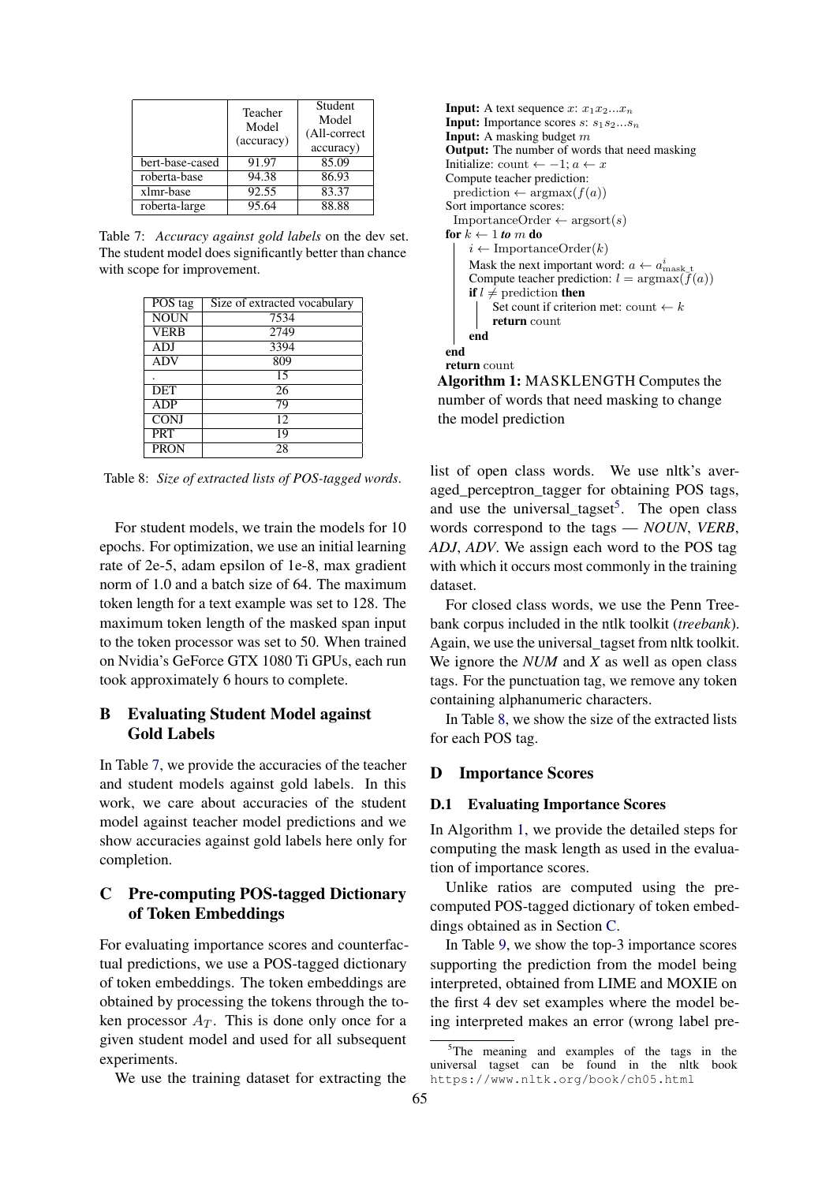|  | Teacher Model (accuracy) | Student Model (All-correct accuracy) |
|---|---|---|
| bert-base-cased | 91.97 | 85.09 |
| roberta-base | 94.38 | 86.93 |
| xlmr-base | 92.55 | 83.37 |
| roberta-large | 95.64 | 88.88 |

Table 7: *Accuracy against gold labels* on the dev set. The student model does significantly better than chance with scope for improvement.

| POS tag | Size of extracted vocabulary |
|---|---|
| NOUN | 7534 |
| VERB | 2749 |
| ADJ | 3394 |
| ADV | 809 |
| . | 15 |
| DET | 26 |
| ADP | 79 |
| CONJ | 12 |
| PRT | 19 |
| PRON | 28 |

Table 8: *Size of extracted lists of POS-tagged words*.

For student models, we train the models for 10 epochs. For optimization, we use an initial learning rate of 2e-5, adam epsilon of 1e-8, max gradient norm of 1.0 and a batch size of 64. The maximum token length for a text example was set to 128. The maximum token length of the masked span input to the token processor was set to 50. When trained on Nvidia's GeForce GTX 1080 Ti GPUs, each run took approximately 6 hours to complete.

## B Evaluating Student Model against Gold Labels

In Table 7, we provide the accuracies of the teacher and student models against gold labels. In this work, we care about accuracies of the student model against teacher model predictions and we show accuracies against gold labels here only for completion.

## C Pre-computing POS-tagged Dictionary of Token Embeddings

For evaluating importance scores and counterfactual predictions, we use a POS-tagged dictionary of token embeddings. The token embeddings are obtained by processing the tokens through the token processor $A_T$. This is done only once for a given student model and used for all subsequent experiments.

We use the training dataset for extracting the list of open class words. We use nltk's averaged_perceptron_tagger for obtaining POS tags, and use the universal_tagset[5]. The open class words correspond to the tags — *NOUN*, *VERB*, *ADJ*, *ADV*. We assign each word to the POS tag with which it occurs most commonly in the training dataset.

For closed class words, we use the Penn Treebank corpus included in the ntlk toolkit (*treebank*). Again, we use the universal_tagset from nltk toolkit. We ignore the *NUM* and *X* as well as open class tags. For the punctuation tag, we remove any token containing alphanumeric characters.

In Table 8, we show the size of the extracted lists for each POS tag.

**Input:** A text sequence $x$: $x_1 x_2 ... x_n$
**Input:** Importance scores $s$: $s_1 s_2 ... s_n$
**Input:** A masking budget $m$
**Output:** The number of words that need masking
Initialize: count $\leftarrow -1$; $a \leftarrow x$
Compute teacher prediction:
  prediction $\leftarrow \text{argmax}(f(a))$
Sort importance scores:
  ImportanceOrder $\leftarrow \text{argsort}(s)$
**for** $k \leftarrow 1$ ***to*** $m$ **do**
  $i \leftarrow \text{ImportanceOrder}(k)$
  Mask the next important word: $a \leftarrow a^i_{\text{mask\_t}}$
  Compute teacher prediction: $l = \text{argmax}(f(a))$
  **if** $l \neq$ prediction **then**
    Set count if criterion met: count $\leftarrow k$
    **return** count
  **end**
**end**
**return** count

**Algorithm 1:** MASKLENGTH Computes the number of words that need masking to change the model prediction

## D Importance Scores

### D.1 Evaluating Importance Scores

In Algorithm 1, we provide the detailed steps for computing the mask length as used in the evaluation of importance scores.

Unlike ratios are computed using the precomputed POS-tagged dictionary of token embeddings obtained as in Section C.

In Table 9, we show the top-3 importance scores supporting the prediction from the model being interpreted, obtained from LIME and MOXIE on the first 4 dev set examples where the model being interpreted makes an error (wrong label pre-

[5]The meaning and examples of the tags in the universal tagset can be found in the nltk book https://www.nltk.org/book/ch05.html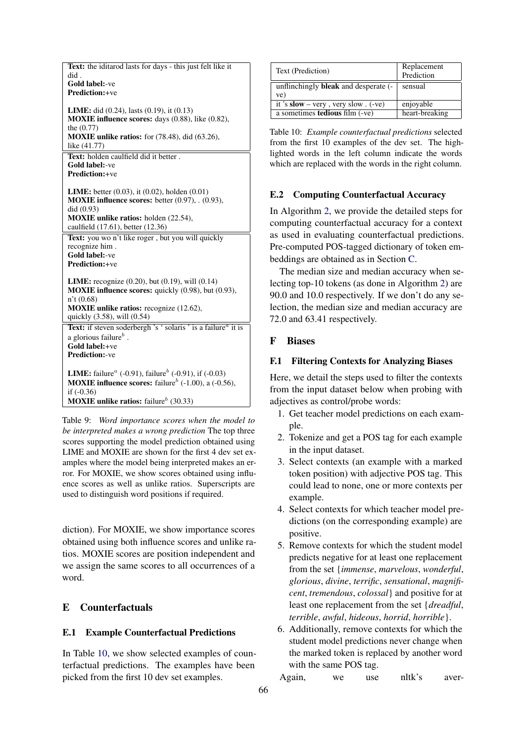| |
|---|
| **Text:** the iditarod lasts for days - this just felt like it did .<br>**Gold label:**-ve<br>**Prediction:**+ve<br><br>**LIME:** did (0.24), lasts (0.19), it (0.13)<br>**MOXIE influence scores:** days (0.88), like (0.82), the (0.77)<br>**MOXIE unlike ratios:** for (78.48), did (63.26), like (41.77) |
| **Text:** holden caulfield did it better .<br>**Gold label:**-ve<br>**Prediction:**+ve<br><br>**LIME:** better (0.03), it (0.02), holden (0.01)<br>**MOXIE influence scores:** better (0.97), . (0.93), did (0.93)<br>**MOXIE unlike ratios:** holden (22.54), caulfield (17.61), better (12.36) |
| **Text:** you wo n't like roger , but you will quickly recognize him .<br>**Gold label:**-ve<br>**Prediction:**+ve<br><br>**LIME:** recognize (0.20), but (0.19), will (0.14)<br>**MOXIE influence scores:** quickly (0.98), but (0.93), n't (0.68)<br>**MOXIE unlike ratios:** recognize (12.62), quickly (3.58), will (0.54) |
| **Text:** if steven soderbergh 's ' solaris ' is a failure$^a$ it is a glorious failure$^b$ .<br>**Gold label:**+ve<br>**Prediction:**-ve<br><br>**LIME:** failure$^a$ (-0.91), failure$^b$ (-0.91), if (-0.03)<br>**MOXIE influence scores:** failure$^b$ (-1.00), a (-0.56), if (-0.36)<br>**MOXIE unlike ratios:** failure$^b$ (30.33) |

Table 9: *Word importance scores when the model to be interpreted makes a wrong prediction* The top three scores supporting the model prediction obtained using LIME and MOXIE are shown for the first 4 dev set examples where the model being interpreted makes an error. For MOXIE, we show scores obtained using influence scores as well as unlike ratios. Superscripts are used to distinguish word positions if required.

diction). For MOXIE, we show importance scores obtained using both influence scores and unlike ratios. MOXIE scores are position independent and we assign the same scores to all occurrences of a word.

# E Counterfactuals

## E.1 Example Counterfactual Predictions

In Table 10, we show selected examples of counterfactual predictions. The examples have been picked from the first 10 dev set examples.

| Text (Prediction) | Replacement Prediction |
|---|---|
| unflinchingly **bleak** and desperate (-ve) | sensual |
| it 's **slow** – very , very slow . (-ve) | enjoyable |
| a sometimes **tedious** film (-ve) | heart-breaking |

Table 10: *Example counterfactual predictions* selected from the first 10 examples of the dev set. The highlighted words in the left column indicate the words which are replaced with the words in the right column.

## E.2 Computing Counterfactual Accuracy

In Algorithm 2, we provide the detailed steps for computing counterfactual accuracy for a context as used in evaluating counterfactual predictions. Pre-computed POS-tagged dictionary of token embeddings are obtained as in Section C.

The median size and median accuracy when selecting top-10 tokens (as done in Algorithm 2) are 90.0 and 10.0 respectively. If we don't do any selection, the median size and median accuracy are 72.0 and 63.41 respectively.

# F Biases

## F.1 Filtering Contexts for Analyzing Biases

Here, we detail the steps used to filter the contexts from the input dataset below when probing with adjectives as control/probe words:

1. Get teacher model predictions on each example.
2. Tokenize and get a POS tag for each example in the input dataset.
3. Select contexts (an example with a marked token position) with adjective POS tag. This could lead to none, one or more contexts per example.
4. Select contexts for which teacher model predictions (on the corresponding example) are positive.
5. Remove contexts for which the student model predicts negative for at least one replacement from the set {*immense*, *marvelous*, *wonderful*, *glorious*, *divine*, *terrific*, *sensational*, *magnificent*, *tremendous*, *colossal*} and positive for at least one replacement from the set {*dreadful*, *terrible*, *awful*, *hideous*, *horrid*, *horrible*}.
6. Additionally, remove contexts for which the student model predictions never change when the marked token is replaced by another word with the same POS tag.

Again, we use nltk's aver-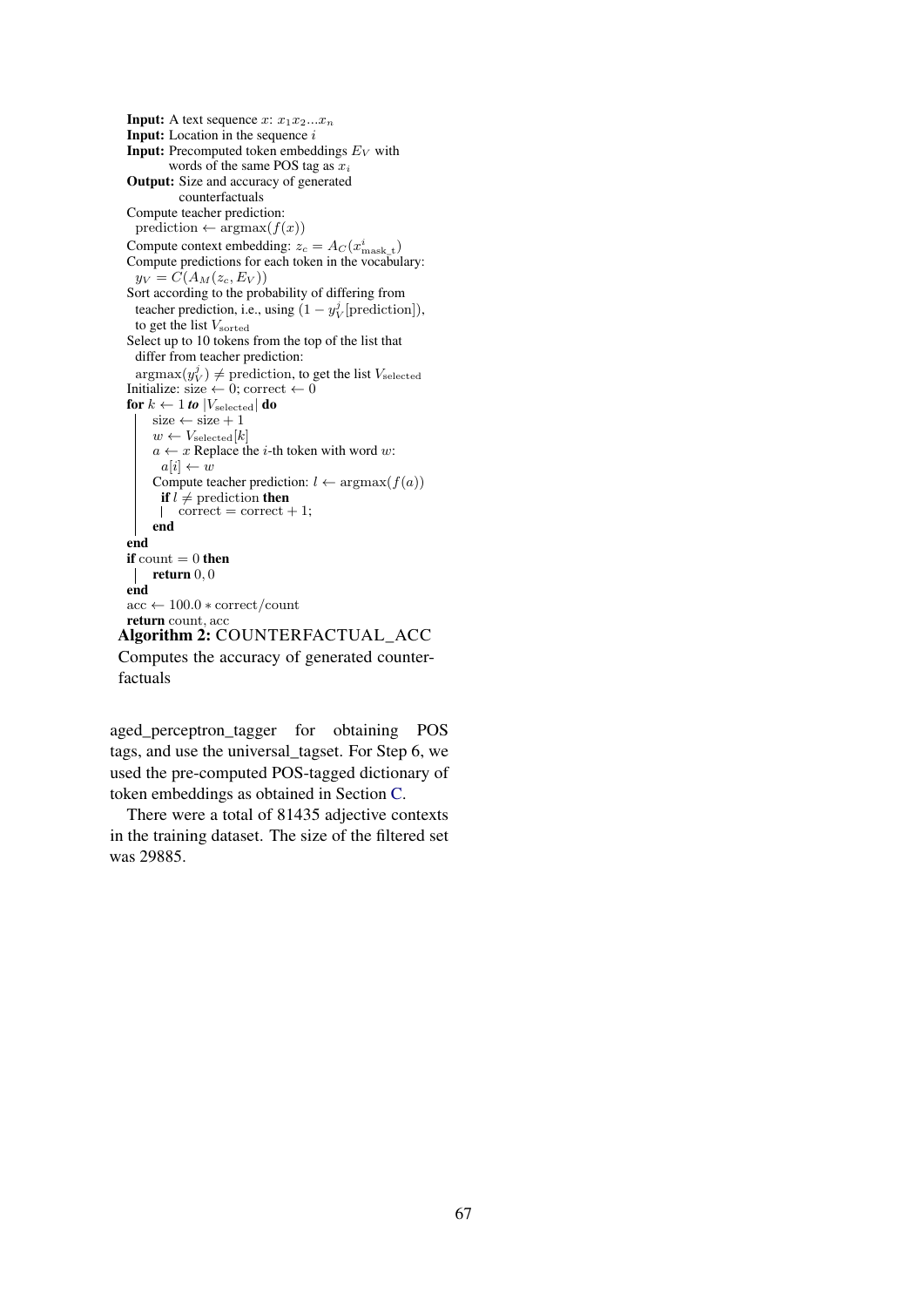```
Input: A text sequence x: x_1 x_2 ... x_n
Input: Location in the sequence i
Input: Precomputed token embeddings E_V with
       words of the same POS tag as x_i
Output: Size and accuracy of generated
        counterfactuals
Compute teacher prediction:
  prediction ← argmax(f(x))
Compute context embedding: z_c = A_C(x^i_mask_t)
Compute predictions for each token in the vocabulary:
  y_V = C(A_M(z_c, E_V))
Sort according to the probability of differing from
  teacher prediction, i.e., using (1 − y^j_V[prediction]),
  to get the list V_sorted
Select up to 10 tokens from the top of the list that
  differ from teacher prediction:
  argmax(y^j_V) ≠ prediction, to get the list V_selected
Initialize: size ← 0; correct ← 0
for k ← 1 to |V_selected| do
    size ← size + 1
    w ← V_selected[k]
    a ← x Replace the i-th token with word w:
      a[i] ← w
    Compute teacher prediction: l ← argmax(f(a))
    if l ≠ prediction then
        correct = correct + 1;
    end
end
if count = 0 then
    return 0, 0
end
acc ← 100.0 * correct/count
return count, acc
```

**Algorithm 2:** COUNTERFACTUAL_ACC Computes the accuracy of generated counterfactuals

aged_perceptron_tagger for obtaining POS tags, and use the universal_tagset. For Step 6, we used the pre-computed POS-tagged dictionary of token embeddings as obtained in Section C.

There were a total of 81435 adjective contexts in the training dataset. The size of the filtered set was 29885.